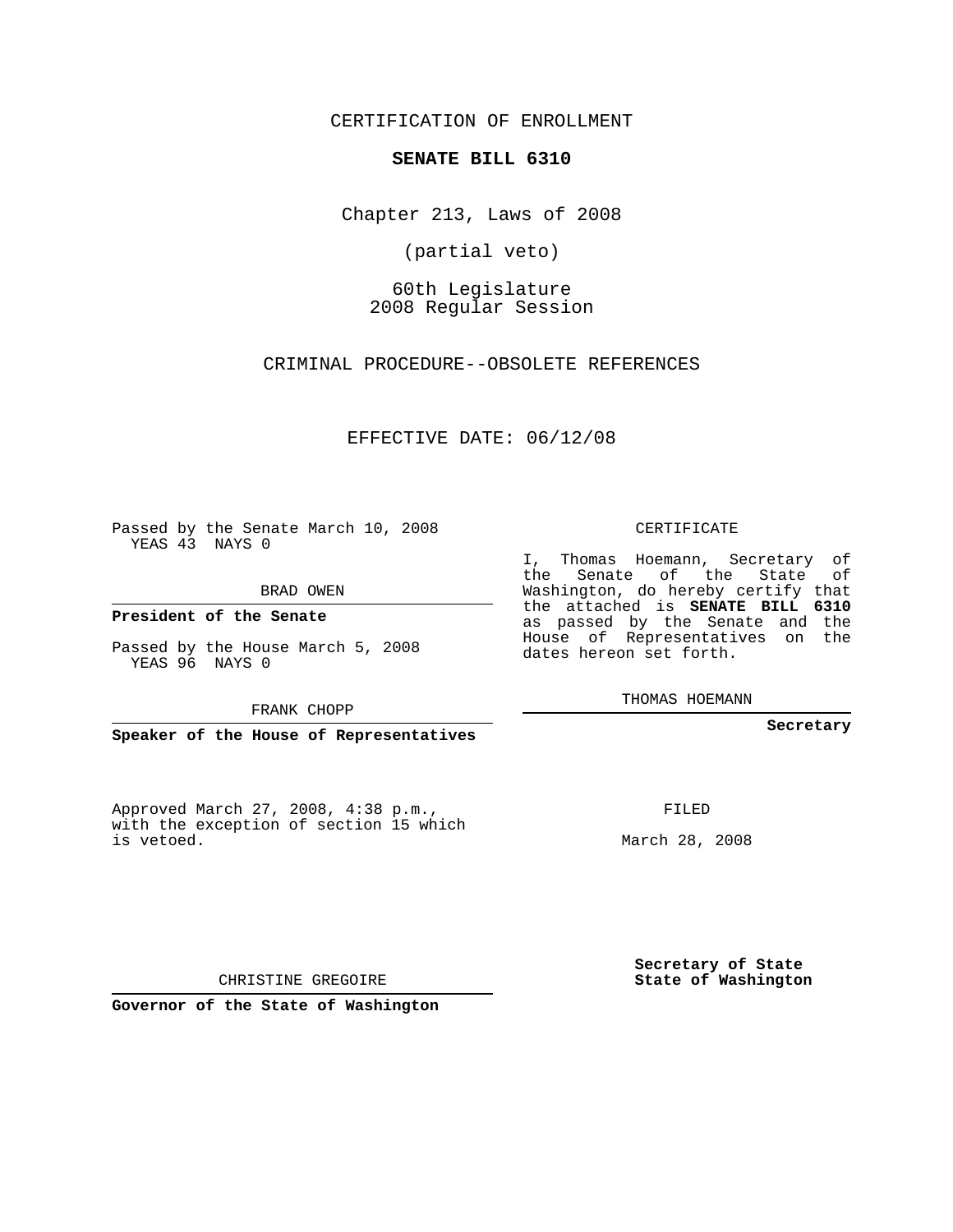CERTIFICATION OF ENROLLMENT

**SENATE BILL 6310**

Chapter 213, Laws of 2008

(partial veto)

60th Legislature
2008 Regular Session

CRIMINAL PROCEDURE--OBSOLETE REFERENCES

EFFECTIVE DATE: 06/12/08

Passed by the Senate March 10, 2008
YEAS 43 NAYS 0

BRAD OWEN

**President of the Senate**

Passed by the House March 5, 2008
YEAS 96 NAYS 0

FRANK CHOPP

**Speaker of the House of Representatives**

CERTIFICATE

I, Thomas Hoemann, Secretary of the Senate of the State of Washington, do hereby certify that the attached is **SENATE BILL 6310** as passed by the Senate and the House of Representatives on the dates hereon set forth.

THOMAS HOEMANN

**Secretary**

Approved March 27, 2008, 4:38 p.m., with the exception of section 15 which is vetoed.

FILED

March 28, 2008

CHRISTINE GREGOIRE

**Governor of the State of Washington**

**Secretary of State**
**State of Washington**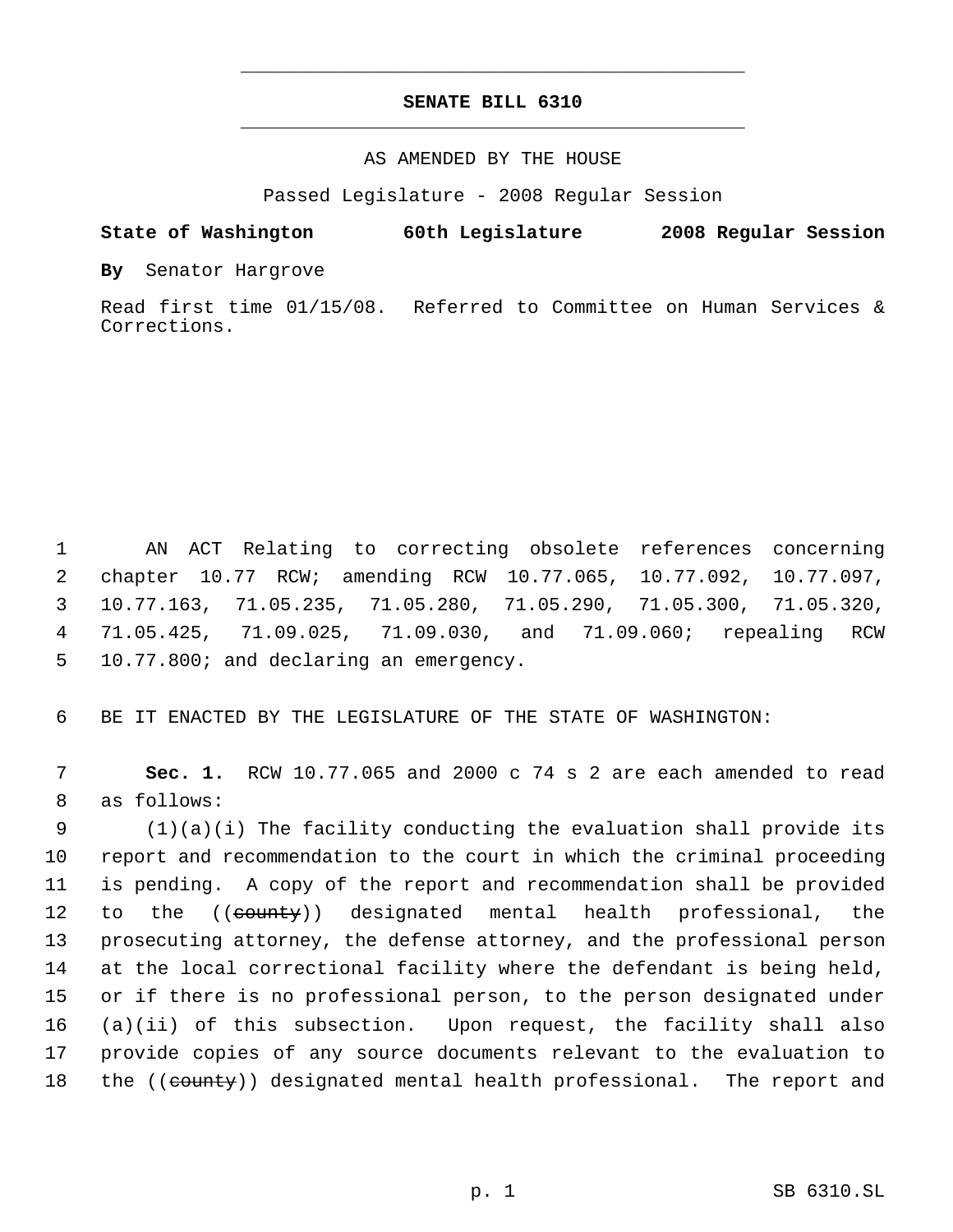# SENATE BILL 6310

AS AMENDED BY THE HOUSE

Passed Legislature - 2008 Regular Session

**State of Washington 60th Legislature 2008 Regular Session**

**By** Senator Hargrove

Read first time 01/15/08. Referred to Committee on Human Services & Corrections.

AN ACT Relating to correcting obsolete references concerning chapter 10.77 RCW; amending RCW 10.77.065, 10.77.092, 10.77.097, 10.77.163, 71.05.235, 71.05.280, 71.05.290, 71.05.300, 71.05.320, 71.05.425, 71.09.025, 71.09.030, and 71.09.060; repealing RCW 10.77.800; and declaring an emergency.

BE IT ENACTED BY THE LEGISLATURE OF THE STATE OF WASHINGTON:

**Sec. 1.** RCW 10.77.065 and 2000 c 74 s 2 are each amended to read as follows:

(1)(a)(i) The facility conducting the evaluation shall provide its report and recommendation to the court in which the criminal proceeding is pending. A copy of the report and recommendation shall be provided to the ((~~county~~)) designated mental health professional, the prosecuting attorney, the defense attorney, and the professional person at the local correctional facility where the defendant is being held, or if there is no professional person, to the person designated under (a)(ii) of this subsection. Upon request, the facility shall also provide copies of any source documents relevant to the evaluation to the ((~~county~~)) designated mental health professional. The report and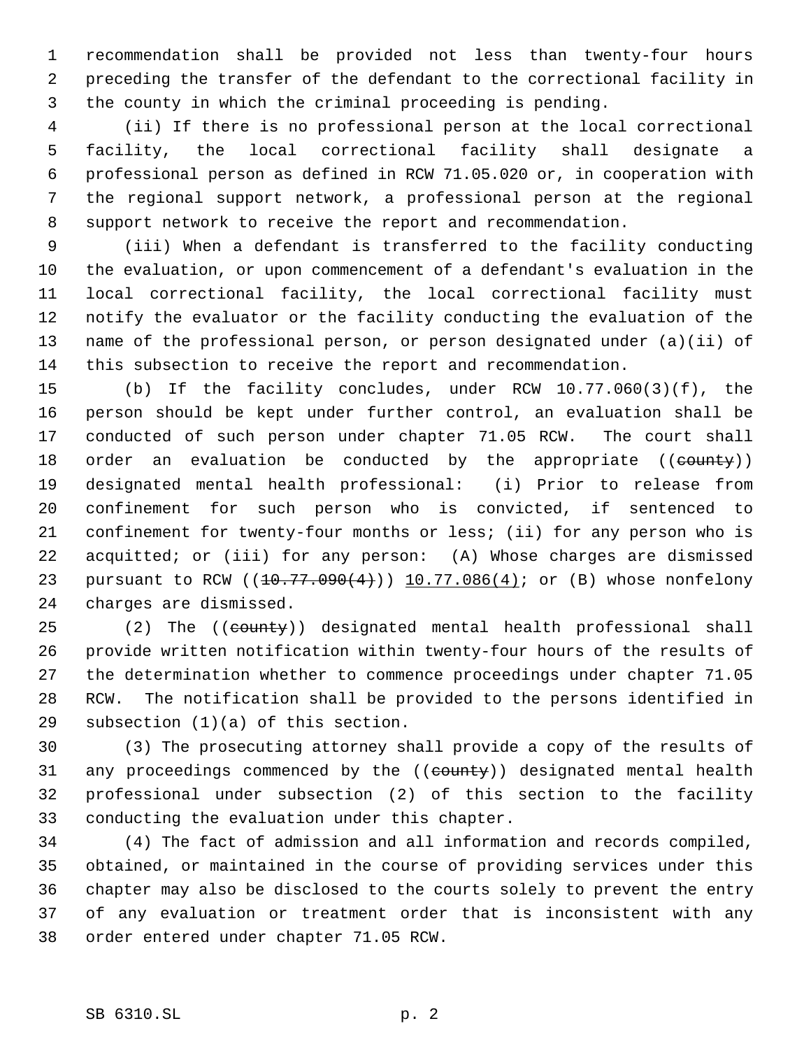recommendation shall be provided not less than twenty-four hours preceding the transfer of the defendant to the correctional facility in the county in which the criminal proceeding is pending.

(ii) If there is no professional person at the local correctional facility, the local correctional facility shall designate a professional person as defined in RCW 71.05.020 or, in cooperation with the regional support network, a professional person at the regional support network to receive the report and recommendation.

(iii) When a defendant is transferred to the facility conducting the evaluation, or upon commencement of a defendant's evaluation in the local correctional facility, the local correctional facility must notify the evaluator or the facility conducting the evaluation of the name of the professional person, or person designated under (a)(ii) of this subsection to receive the report and recommendation.

(b) If the facility concludes, under RCW 10.77.060(3)(f), the person should be kept under further control, an evaluation shall be conducted of such person under chapter 71.05 RCW. The court shall order an evaluation be conducted by the appropriate ((~~county~~)) designated mental health professional: (i) Prior to release from confinement for such person who is convicted, if sentenced to confinement for twenty-four months or less; (ii) for any person who is acquitted; or (iii) for any person: (A) Whose charges are dismissed pursuant to RCW ((~~10.77.090(4)~~)) <u>10.77.086(4)</u>; or (B) whose nonfelony charges are dismissed.

(2) The ((~~county~~)) designated mental health professional shall provide written notification within twenty-four hours of the results of the determination whether to commence proceedings under chapter 71.05 RCW. The notification shall be provided to the persons identified in subsection (1)(a) of this section.

(3) The prosecuting attorney shall provide a copy of the results of any proceedings commenced by the ((~~county~~)) designated mental health professional under subsection (2) of this section to the facility conducting the evaluation under this chapter.

(4) The fact of admission and all information and records compiled, obtained, or maintained in the course of providing services under this chapter may also be disclosed to the courts solely to prevent the entry of any evaluation or treatment order that is inconsistent with any order entered under chapter 71.05 RCW.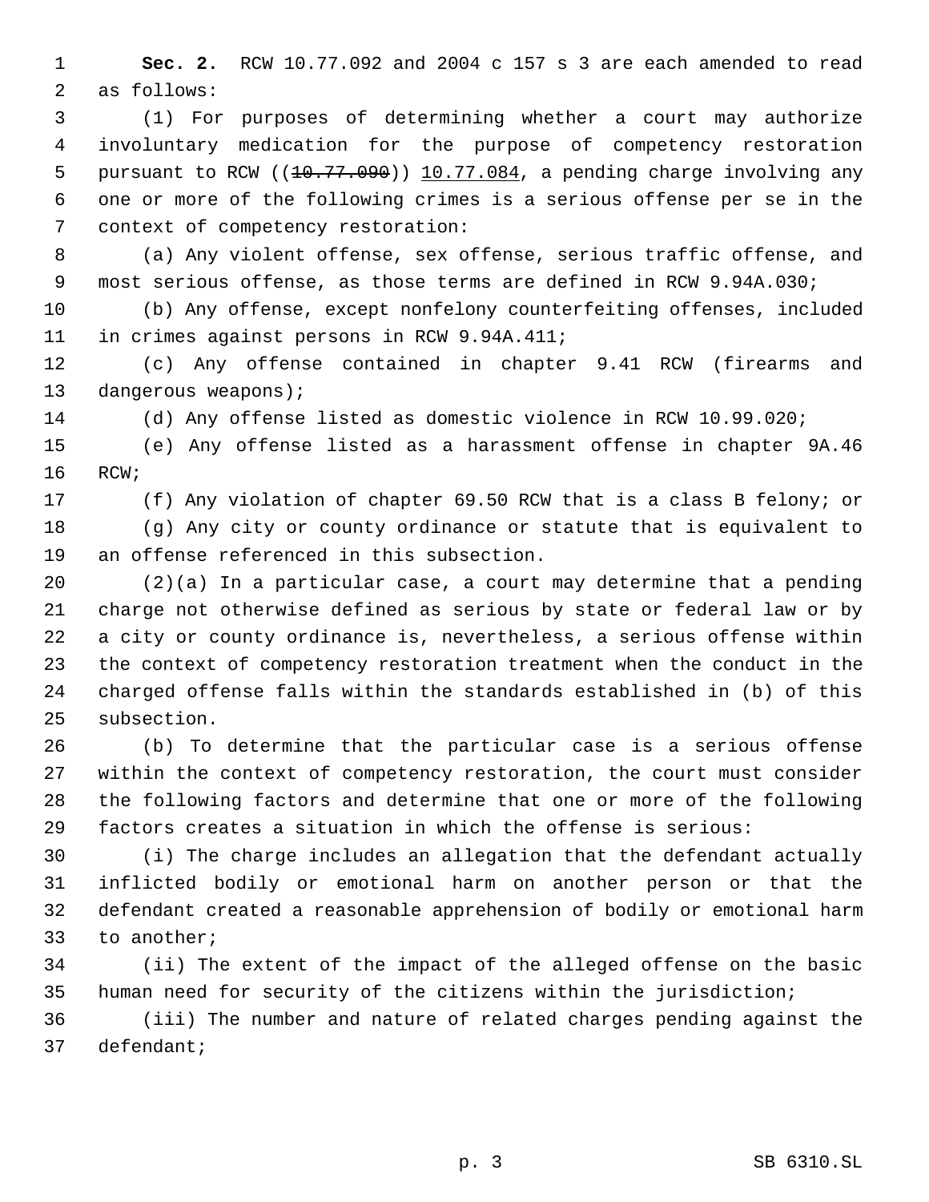**Sec. 2.** RCW 10.77.092 and 2004 c 157 s 3 are each amended to read as follows:

(1) For purposes of determining whether a court may authorize involuntary medication for the purpose of competency restoration pursuant to RCW ((~~10.77.090~~)) <u>10.77.084</u>, a pending charge involving any one or more of the following crimes is a serious offense per se in the context of competency restoration:

(a) Any violent offense, sex offense, serious traffic offense, and most serious offense, as those terms are defined in RCW 9.94A.030;

(b) Any offense, except nonfelony counterfeiting offenses, included in crimes against persons in RCW 9.94A.411;

(c) Any offense contained in chapter 9.41 RCW (firearms and dangerous weapons);

(d) Any offense listed as domestic violence in RCW 10.99.020;

(e) Any offense listed as a harassment offense in chapter 9A.46 RCW;

(f) Any violation of chapter 69.50 RCW that is a class B felony; or

(g) Any city or county ordinance or statute that is equivalent to an offense referenced in this subsection.

(2)(a) In a particular case, a court may determine that a pending charge not otherwise defined as serious by state or federal law or by a city or county ordinance is, nevertheless, a serious offense within the context of competency restoration treatment when the conduct in the charged offense falls within the standards established in (b) of this subsection.

(b) To determine that the particular case is a serious offense within the context of competency restoration, the court must consider the following factors and determine that one or more of the following factors creates a situation in which the offense is serious:

(i) The charge includes an allegation that the defendant actually inflicted bodily or emotional harm on another person or that the defendant created a reasonable apprehension of bodily or emotional harm to another;

(ii) The extent of the impact of the alleged offense on the basic human need for security of the citizens within the jurisdiction;

(iii) The number and nature of related charges pending against the defendant;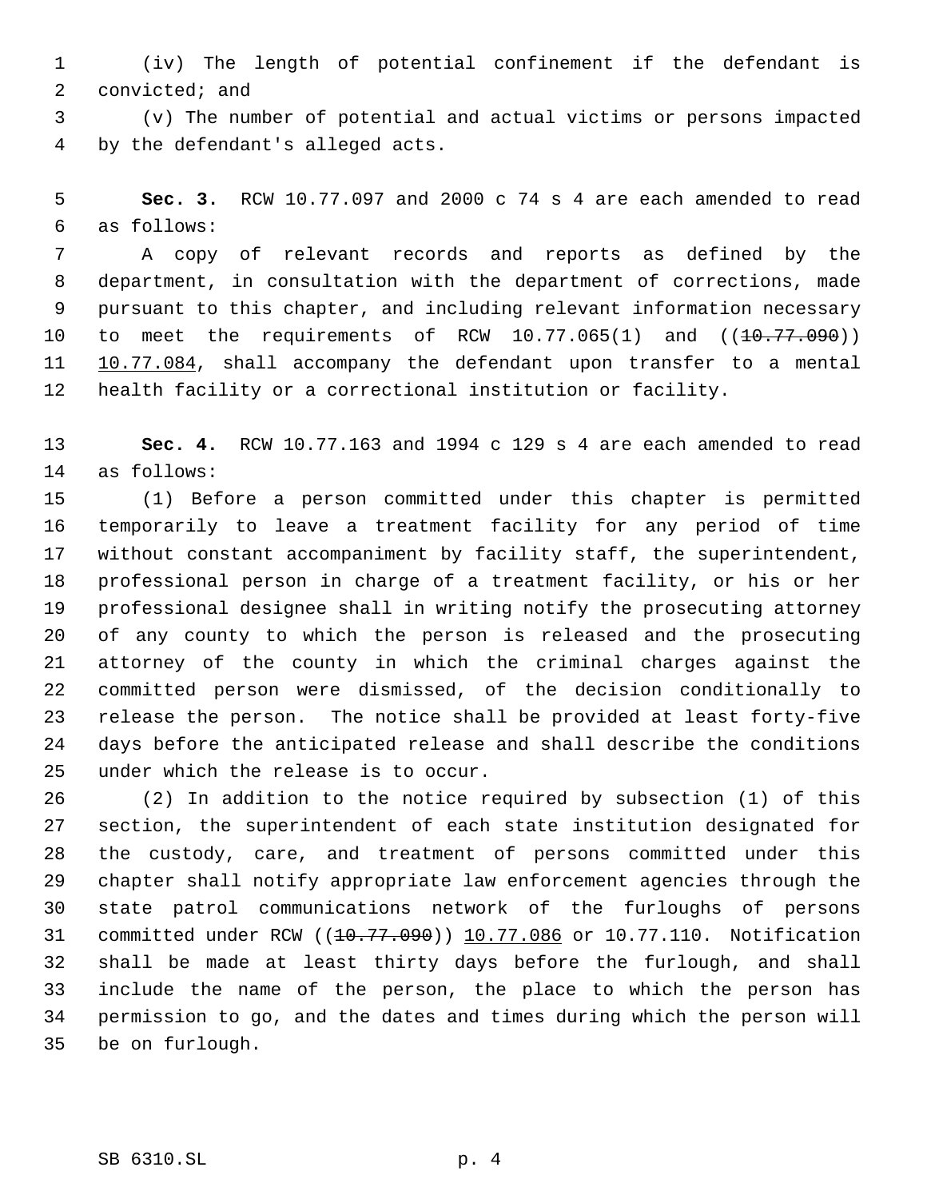(iv) The length of potential confinement if the defendant is convicted; and

(v) The number of potential and actual victims or persons impacted by the defendant's alleged acts.

**Sec. 3.** RCW 10.77.097 and 2000 c 74 s 4 are each amended to read as follows:

A copy of relevant records and reports as defined by the department, in consultation with the department of corrections, made pursuant to this chapter, and including relevant information necessary to meet the requirements of RCW 10.77.065(1) and ((~~10.77.090~~)) 10.77.084, shall accompany the defendant upon transfer to a mental health facility or a correctional institution or facility.

**Sec. 4.** RCW 10.77.163 and 1994 c 129 s 4 are each amended to read as follows:

(1) Before a person committed under this chapter is permitted temporarily to leave a treatment facility for any period of time without constant accompaniment by facility staff, the superintendent, professional person in charge of a treatment facility, or his or her professional designee shall in writing notify the prosecuting attorney of any county to which the person is released and the prosecuting attorney of the county in which the criminal charges against the committed person were dismissed, of the decision conditionally to release the person. The notice shall be provided at least forty-five days before the anticipated release and shall describe the conditions under which the release is to occur.

(2) In addition to the notice required by subsection (1) of this section, the superintendent of each state institution designated for the custody, care, and treatment of persons committed under this chapter shall notify appropriate law enforcement agencies through the state patrol communications network of the furloughs of persons committed under RCW ((~~10.77.090~~)) 10.77.086 or 10.77.110. Notification shall be made at least thirty days before the furlough, and shall include the name of the person, the place to which the person has permission to go, and the dates and times during which the person will be on furlough.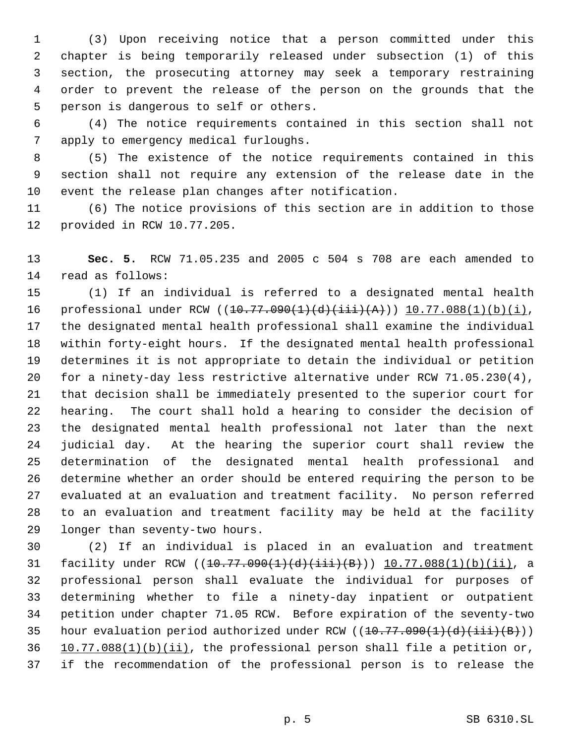(3) Upon receiving notice that a person committed under this chapter is being temporarily released under subsection (1) of this section, the prosecuting attorney may seek a temporary restraining order to prevent the release of the person on the grounds that the person is dangerous to self or others.

(4) The notice requirements contained in this section shall not apply to emergency medical furloughs.

(5) The existence of the notice requirements contained in this section shall not require any extension of the release date in the event the release plan changes after notification.

(6) The notice provisions of this section are in addition to those provided in RCW 10.77.205.

**Sec. 5.** RCW 71.05.235 and 2005 c 504 s 708 are each amended to read as follows:

(1) If an individual is referred to a designated mental health professional under RCW ((~~10.77.090(1)(d)(iii)(A)~~)) 10.77.088(1)(b)(i), the designated mental health professional shall examine the individual within forty-eight hours. If the designated mental health professional determines it is not appropriate to detain the individual or petition for a ninety-day less restrictive alternative under RCW 71.05.230(4), that decision shall be immediately presented to the superior court for hearing. The court shall hold a hearing to consider the decision of the designated mental health professional not later than the next judicial day. At the hearing the superior court shall review the determination of the designated mental health professional and determine whether an order should be entered requiring the person to be evaluated at an evaluation and treatment facility. No person referred to an evaluation and treatment facility may be held at the facility longer than seventy-two hours.

(2) If an individual is placed in an evaluation and treatment facility under RCW ((~~10.77.090(1)(d)(iii)(B)~~)) 10.77.088(1)(b)(ii), a professional person shall evaluate the individual for purposes of determining whether to file a ninety-day inpatient or outpatient petition under chapter 71.05 RCW. Before expiration of the seventy-two hour evaluation period authorized under RCW ((~~10.77.090(1)(d)(iii)(B)~~)) 10.77.088(1)(b)(ii), the professional person shall file a petition or, if the recommendation of the professional person is to release the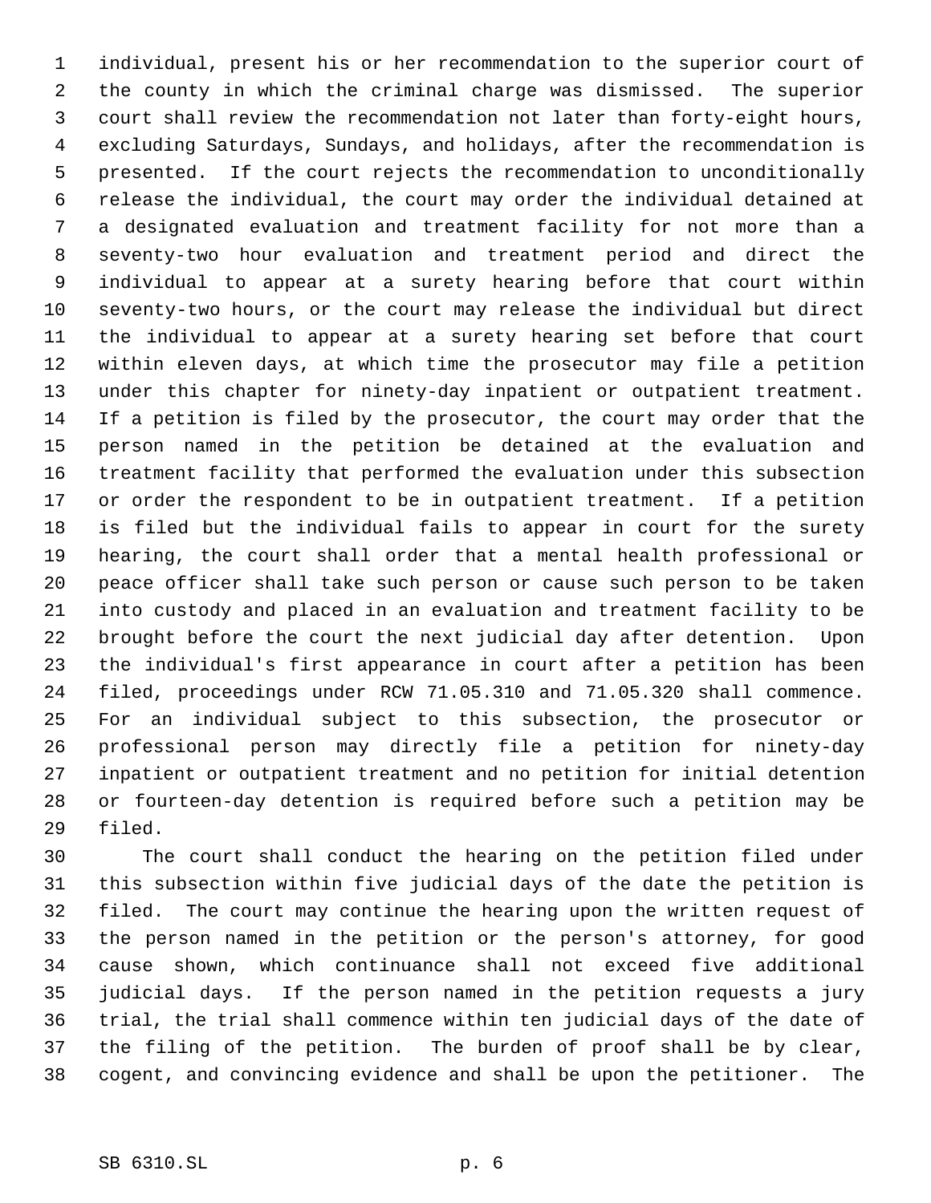individual, present his or her recommendation to the superior court of the county in which the criminal charge was dismissed. The superior court shall review the recommendation not later than forty-eight hours, excluding Saturdays, Sundays, and holidays, after the recommendation is presented. If the court rejects the recommendation to unconditionally release the individual, the court may order the individual detained at a designated evaluation and treatment facility for not more than a seventy-two hour evaluation and treatment period and direct the individual to appear at a surety hearing before that court within seventy-two hours, or the court may release the individual but direct the individual to appear at a surety hearing set before that court within eleven days, at which time the prosecutor may file a petition under this chapter for ninety-day inpatient or outpatient treatment. If a petition is filed by the prosecutor, the court may order that the person named in the petition be detained at the evaluation and treatment facility that performed the evaluation under this subsection or order the respondent to be in outpatient treatment. If a petition is filed but the individual fails to appear in court for the surety hearing, the court shall order that a mental health professional or peace officer shall take such person or cause such person to be taken into custody and placed in an evaluation and treatment facility to be brought before the court the next judicial day after detention. Upon the individual's first appearance in court after a petition has been filed, proceedings under RCW 71.05.310 and 71.05.320 shall commence. For an individual subject to this subsection, the prosecutor or professional person may directly file a petition for ninety-day inpatient or outpatient treatment and no petition for initial detention or fourteen-day detention is required before such a petition may be filed.

The court shall conduct the hearing on the petition filed under this subsection within five judicial days of the date the petition is filed. The court may continue the hearing upon the written request of the person named in the petition or the person's attorney, for good cause shown, which continuance shall not exceed five additional judicial days. If the person named in the petition requests a jury trial, the trial shall commence within ten judicial days of the date of the filing of the petition. The burden of proof shall be by clear, cogent, and convincing evidence and shall be upon the petitioner. The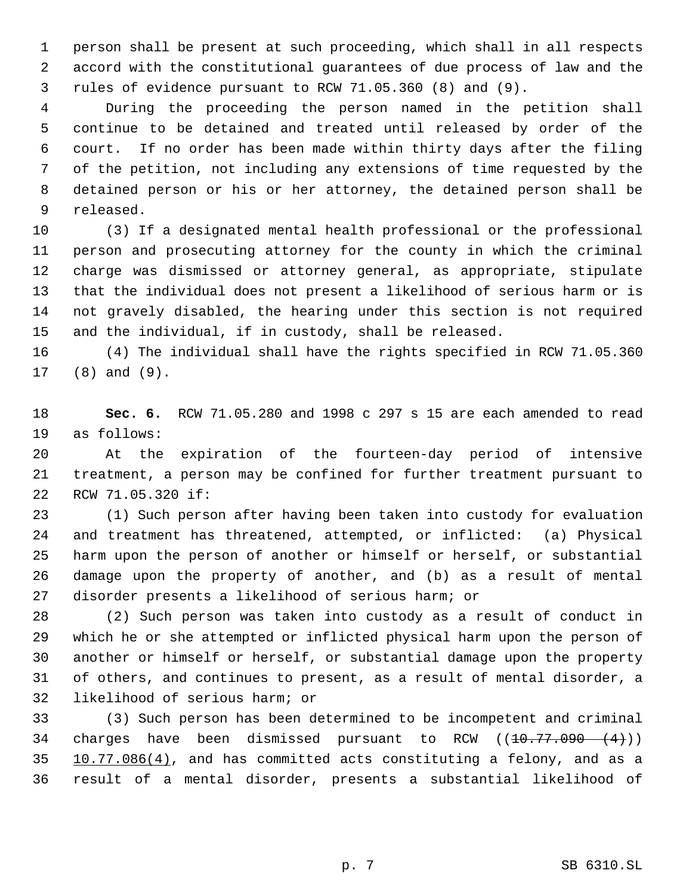person shall be present at such proceeding, which shall in all respects accord with the constitutional guarantees of due process of law and the rules of evidence pursuant to RCW 71.05.360 (8) and (9).

During the proceeding the person named in the petition shall continue to be detained and treated until released by order of the court. If no order has been made within thirty days after the filing of the petition, not including any extensions of time requested by the detained person or his or her attorney, the detained person shall be released.

(3) If a designated mental health professional or the professional person and prosecuting attorney for the county in which the criminal charge was dismissed or attorney general, as appropriate, stipulate that the individual does not present a likelihood of serious harm or is not gravely disabled, the hearing under this section is not required and the individual, if in custody, shall be released.

(4) The individual shall have the rights specified in RCW 71.05.360 (8) and (9).

**Sec. 6.** RCW 71.05.280 and 1998 c 297 s 15 are each amended to read as follows:

At the expiration of the fourteen-day period of intensive treatment, a person may be confined for further treatment pursuant to RCW 71.05.320 if:

(1) Such person after having been taken into custody for evaluation and treatment has threatened, attempted, or inflicted: (a) Physical harm upon the person of another or himself or herself, or substantial damage upon the property of another, and (b) as a result of mental disorder presents a likelihood of serious harm; or

(2) Such person was taken into custody as a result of conduct in which he or she attempted or inflicted physical harm upon the person of another or himself or herself, or substantial damage upon the property of others, and continues to present, as a result of mental disorder, a likelihood of serious harm; or

(3) Such person has been determined to be incompetent and criminal charges have been dismissed pursuant to RCW ((~~10.77.090 (4)~~)) <u>10.77.086(4)</u>, and has committed acts constituting a felony, and as a result of a mental disorder, presents a substantial likelihood of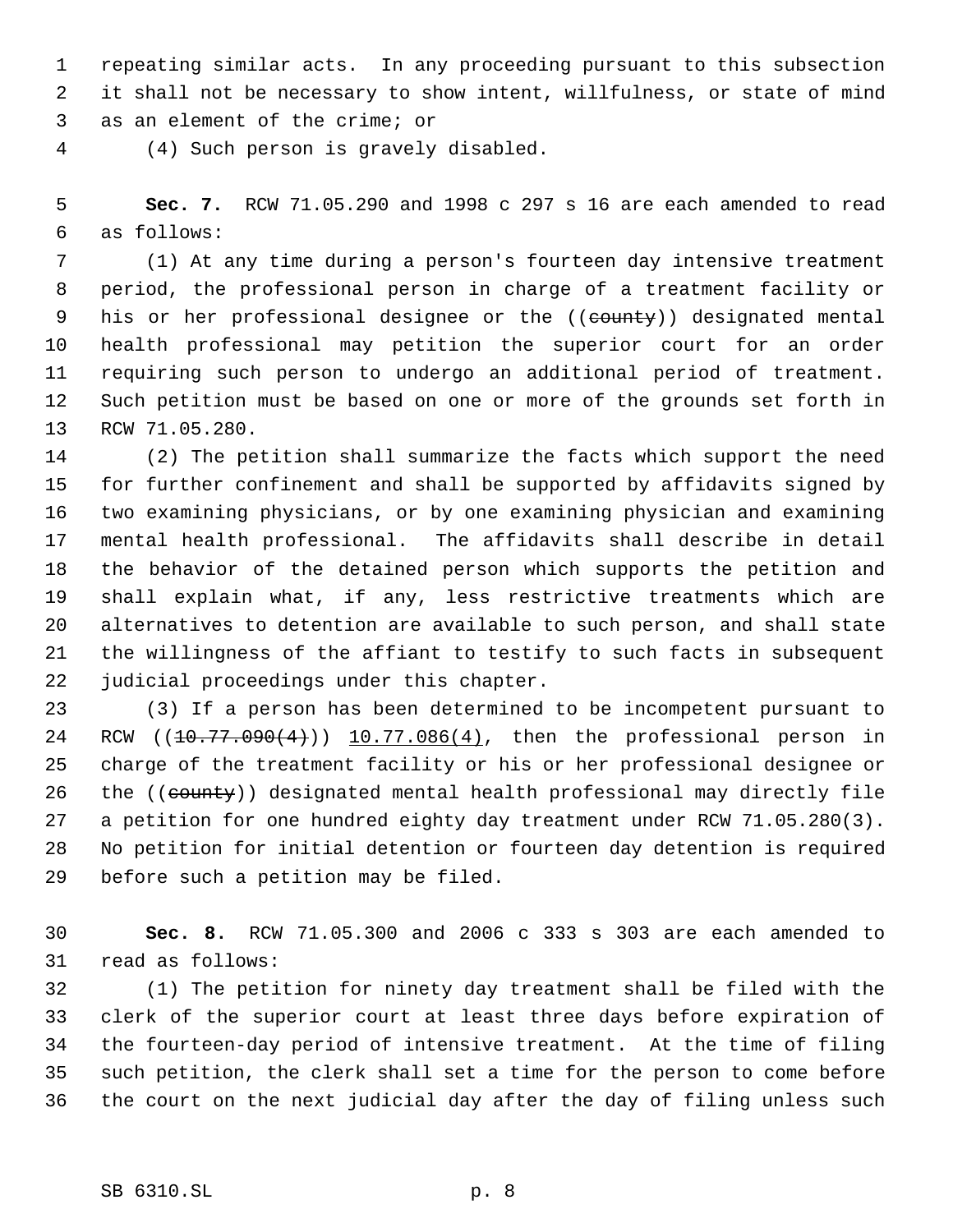repeating similar acts. In any proceeding pursuant to this subsection it shall not be necessary to show intent, willfulness, or state of mind as an element of the crime; or

(4) Such person is gravely disabled.

**Sec. 7.** RCW 71.05.290 and 1998 c 297 s 16 are each amended to read as follows:

(1) At any time during a person's fourteen day intensive treatment period, the professional person in charge of a treatment facility or his or her professional designee or the ((~~county~~)) designated mental health professional may petition the superior court for an order requiring such person to undergo an additional period of treatment. Such petition must be based on one or more of the grounds set forth in RCW 71.05.280.

(2) The petition shall summarize the facts which support the need for further confinement and shall be supported by affidavits signed by two examining physicians, or by one examining physician and examining mental health professional. The affidavits shall describe in detail the behavior of the detained person which supports the petition and shall explain what, if any, less restrictive treatments which are alternatives to detention are available to such person, and shall state the willingness of the affiant to testify to such facts in subsequent judicial proceedings under this chapter.

(3) If a person has been determined to be incompetent pursuant to RCW ((~~10.77.090(4)~~)) 10.77.086(4), then the professional person in charge of the treatment facility or his or her professional designee or the ((~~county~~)) designated mental health professional may directly file a petition for one hundred eighty day treatment under RCW 71.05.280(3). No petition for initial detention or fourteen day detention is required before such a petition may be filed.

**Sec. 8.** RCW 71.05.300 and 2006 c 333 s 303 are each amended to read as follows:

(1) The petition for ninety day treatment shall be filed with the clerk of the superior court at least three days before expiration of the fourteen-day period of intensive treatment. At the time of filing such petition, the clerk shall set a time for the person to come before the court on the next judicial day after the day of filing unless such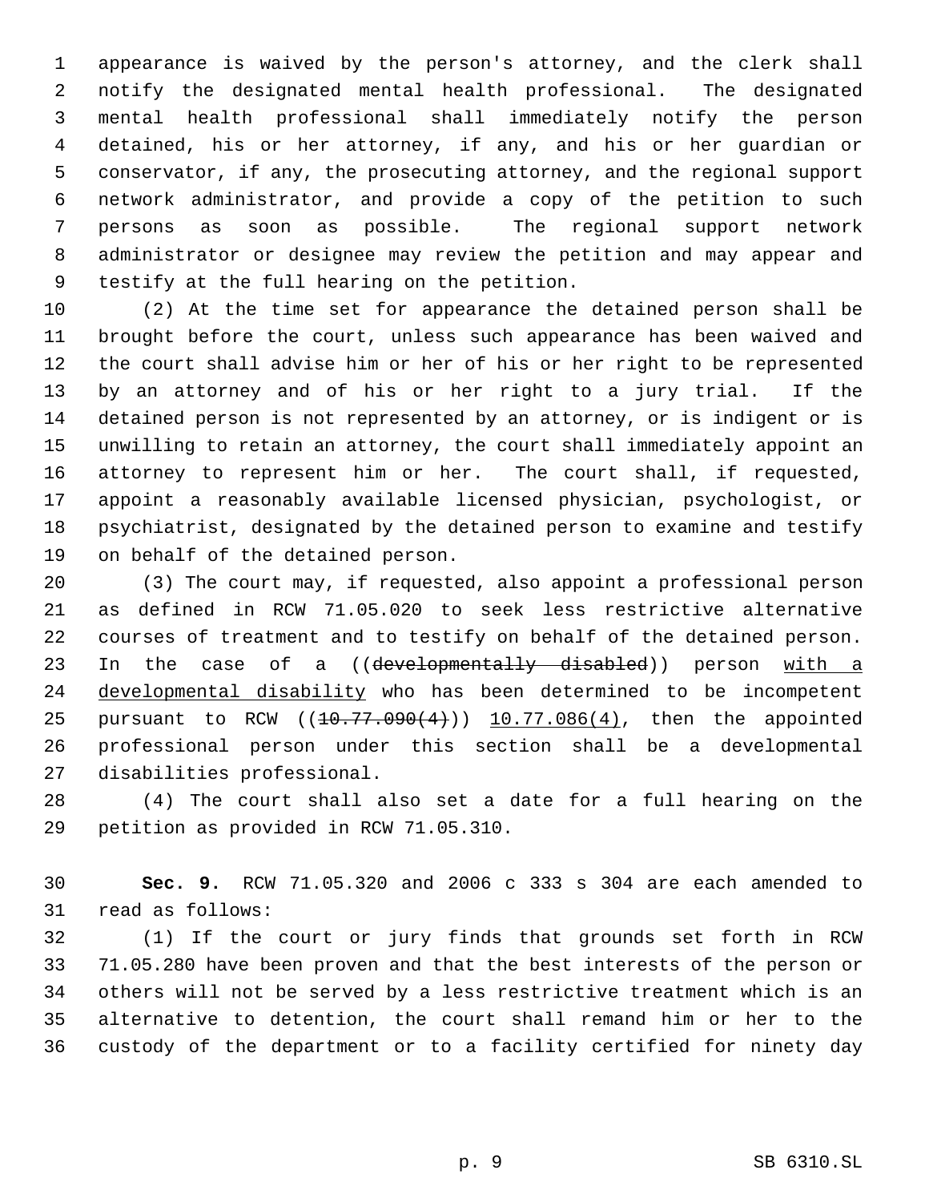appearance is waived by the person's attorney, and the clerk shall notify the designated mental health professional. The designated mental health professional shall immediately notify the person detained, his or her attorney, if any, and his or her guardian or conservator, if any, the prosecuting attorney, and the regional support network administrator, and provide a copy of the petition to such persons as soon as possible. The regional support network administrator or designee may review the petition and may appear and testify at the full hearing on the petition.

(2) At the time set for appearance the detained person shall be brought before the court, unless such appearance has been waived and the court shall advise him or her of his or her right to be represented by an attorney and of his or her right to a jury trial. If the detained person is not represented by an attorney, or is indigent or is unwilling to retain an attorney, the court shall immediately appoint an attorney to represent him or her. The court shall, if requested, appoint a reasonably available licensed physician, psychologist, or psychiatrist, designated by the detained person to examine and testify on behalf of the detained person.

(3) The court may, if requested, also appoint a professional person as defined in RCW 71.05.020 to seek less restrictive alternative courses of treatment and to testify on behalf of the detained person. In the case of a ((~~developmentally disabled~~)) person <u>with a developmental disability</u> who has been determined to be incompetent pursuant to RCW ((~~10.77.090(4)~~)) <u>10.77.086(4)</u>, then the appointed professional person under this section shall be a developmental disabilities professional.

(4) The court shall also set a date for a full hearing on the petition as provided in RCW 71.05.310.

**Sec. 9.** RCW 71.05.320 and 2006 c 333 s 304 are each amended to read as follows:

(1) If the court or jury finds that grounds set forth in RCW 71.05.280 have been proven and that the best interests of the person or others will not be served by a less restrictive treatment which is an alternative to detention, the court shall remand him or her to the custody of the department or to a facility certified for ninety day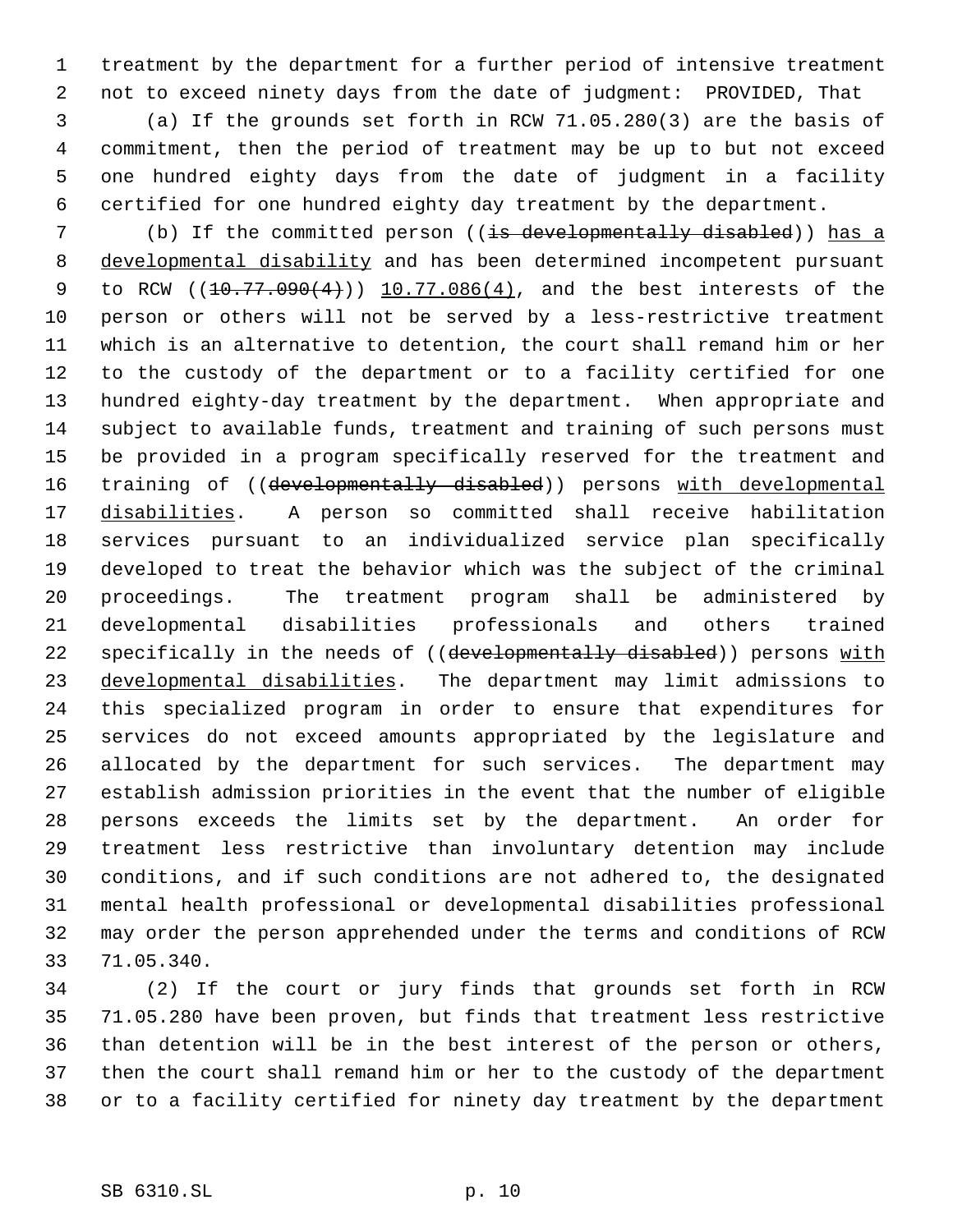treatment by the department for a further period of intensive treatment not to exceed ninety days from the date of judgment: PROVIDED, That

(a) If the grounds set forth in RCW 71.05.280(3) are the basis of commitment, then the period of treatment may be up to but not exceed one hundred eighty days from the date of judgment in a facility certified for one hundred eighty day treatment by the department.

(b) If the committed person ((~~is developmentally disabled~~)) has a developmental disability and has been determined incompetent pursuant to RCW ((~~10.77.090(4)~~)) 10.77.086(4), and the best interests of the person or others will not be served by a less-restrictive treatment which is an alternative to detention, the court shall remand him or her to the custody of the department or to a facility certified for one hundred eighty-day treatment by the department. When appropriate and subject to available funds, treatment and training of such persons must be provided in a program specifically reserved for the treatment and training of ((~~developmentally disabled~~)) persons with developmental disabilities. A person so committed shall receive habilitation services pursuant to an individualized service plan specifically developed to treat the behavior which was the subject of the criminal proceedings. The treatment program shall be administered by developmental disabilities professionals and others trained specifically in the needs of ((~~developmentally disabled~~)) persons with developmental disabilities. The department may limit admissions to this specialized program in order to ensure that expenditures for services do not exceed amounts appropriated by the legislature and allocated by the department for such services. The department may establish admission priorities in the event that the number of eligible persons exceeds the limits set by the department. An order for treatment less restrictive than involuntary detention may include conditions, and if such conditions are not adhered to, the designated mental health professional or developmental disabilities professional may order the person apprehended under the terms and conditions of RCW 71.05.340.

(2) If the court or jury finds that grounds set forth in RCW 71.05.280 have been proven, but finds that treatment less restrictive than detention will be in the best interest of the person or others, then the court shall remand him or her to the custody of the department or to a facility certified for ninety day treatment by the department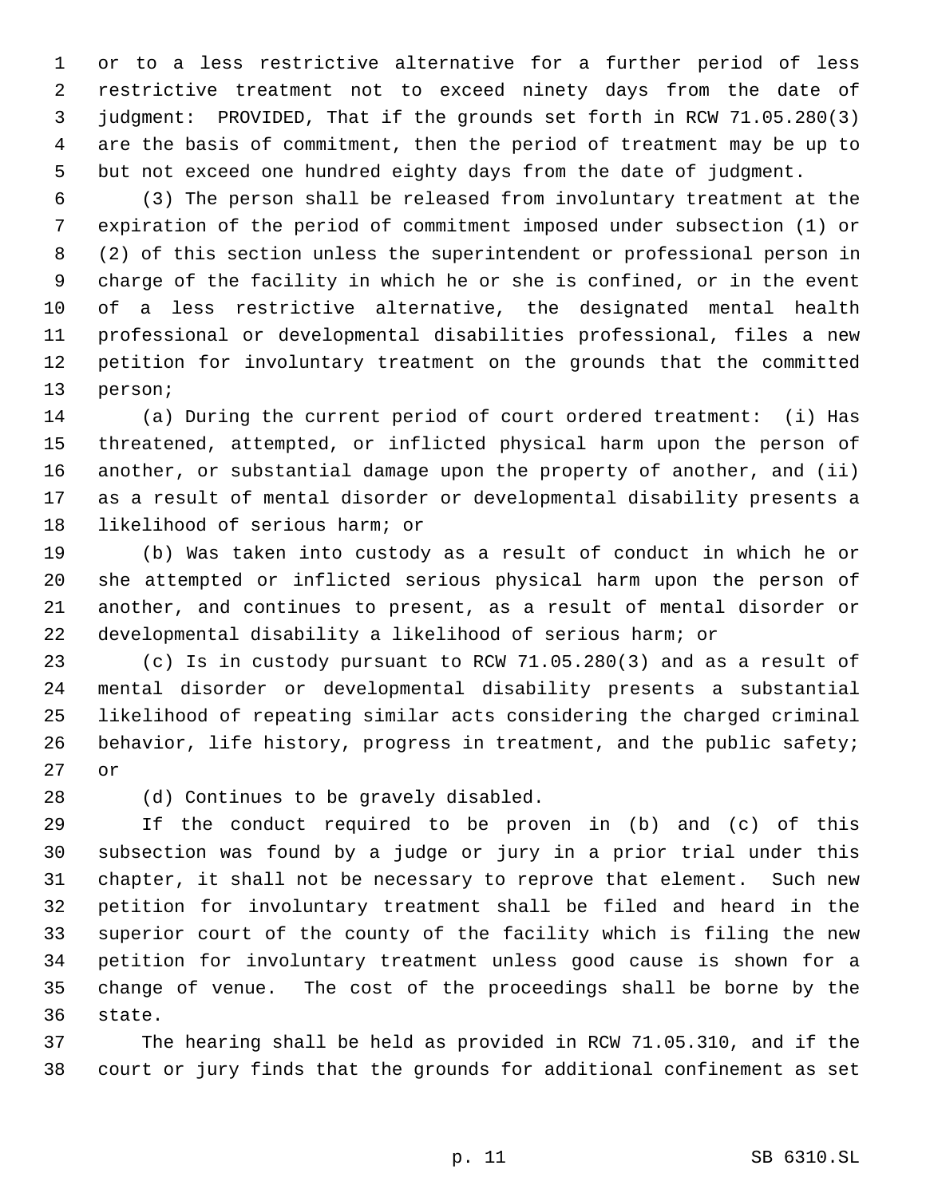or to a less restrictive alternative for a further period of less restrictive treatment not to exceed ninety days from the date of judgment: PROVIDED, That if the grounds set forth in RCW 71.05.280(3) are the basis of commitment, then the period of treatment may be up to but not exceed one hundred eighty days from the date of judgment.

(3) The person shall be released from involuntary treatment at the expiration of the period of commitment imposed under subsection (1) or (2) of this section unless the superintendent or professional person in charge of the facility in which he or she is confined, or in the event of a less restrictive alternative, the designated mental health professional or developmental disabilities professional, files a new petition for involuntary treatment on the grounds that the committed person;

(a) During the current period of court ordered treatment: (i) Has threatened, attempted, or inflicted physical harm upon the person of another, or substantial damage upon the property of another, and (ii) as a result of mental disorder or developmental disability presents a likelihood of serious harm; or

(b) Was taken into custody as a result of conduct in which he or she attempted or inflicted serious physical harm upon the person of another, and continues to present, as a result of mental disorder or developmental disability a likelihood of serious harm; or

(c) Is in custody pursuant to RCW 71.05.280(3) and as a result of mental disorder or developmental disability presents a substantial likelihood of repeating similar acts considering the charged criminal behavior, life history, progress in treatment, and the public safety; or

(d) Continues to be gravely disabled.

If the conduct required to be proven in (b) and (c) of this subsection was found by a judge or jury in a prior trial under this chapter, it shall not be necessary to reprove that element. Such new petition for involuntary treatment shall be filed and heard in the superior court of the county of the facility which is filing the new petition for involuntary treatment unless good cause is shown for a change of venue. The cost of the proceedings shall be borne by the state.

The hearing shall be held as provided in RCW 71.05.310, and if the court or jury finds that the grounds for additional confinement as set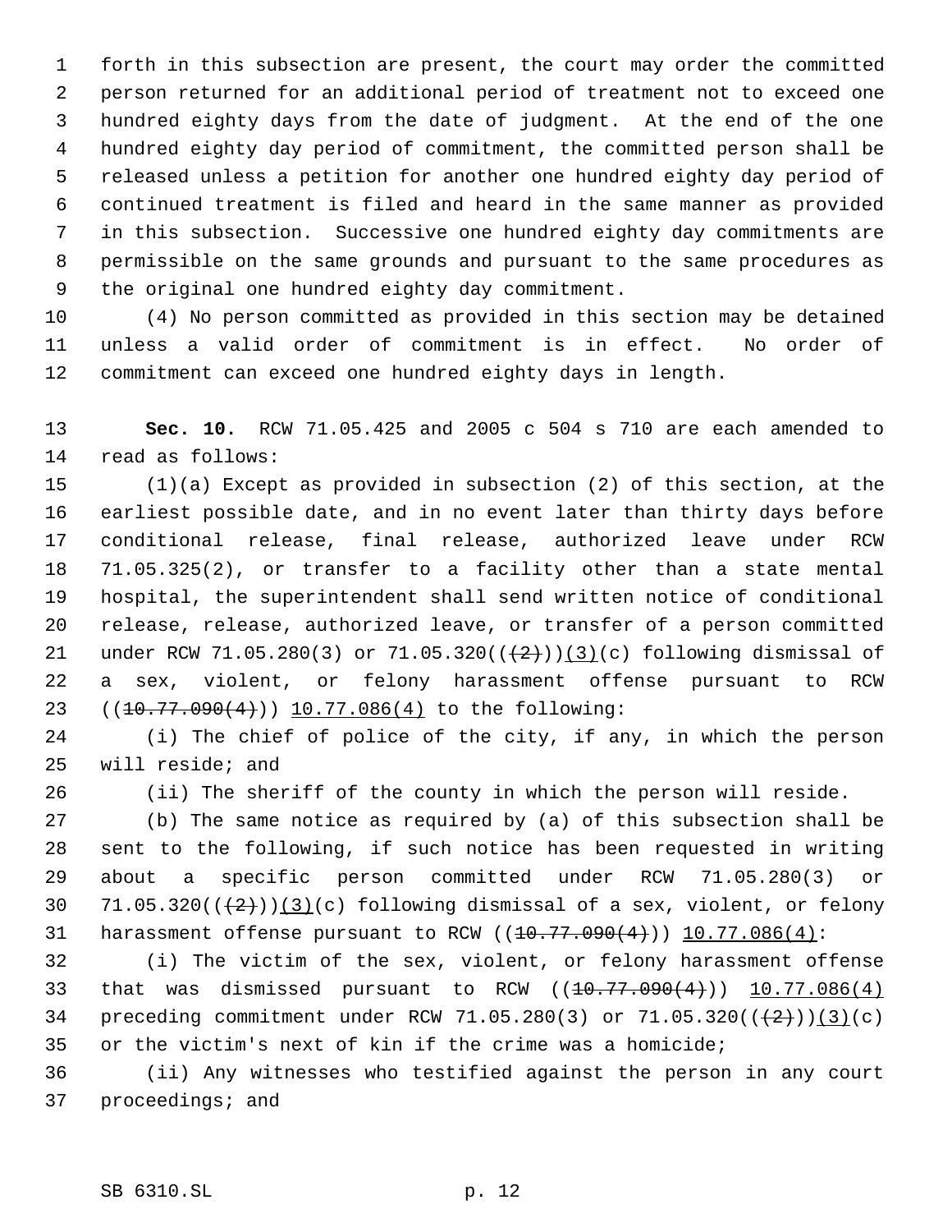forth in this subsection are present, the court may order the committed person returned for an additional period of treatment not to exceed one hundred eighty days from the date of judgment. At the end of the one hundred eighty day period of commitment, the committed person shall be released unless a petition for another one hundred eighty day period of continued treatment is filed and heard in the same manner as provided in this subsection. Successive one hundred eighty day commitments are permissible on the same grounds and pursuant to the same procedures as the original one hundred eighty day commitment.

(4) No person committed as provided in this section may be detained unless a valid order of commitment is in effect. No order of commitment can exceed one hundred eighty days in length.

**Sec. 10.** RCW 71.05.425 and 2005 c 504 s 710 are each amended to read as follows:

(1)(a) Except as provided in subsection (2) of this section, at the earliest possible date, and in no event later than thirty days before conditional release, final release, authorized leave under RCW 71.05.325(2), or transfer to a facility other than a state mental hospital, the superintendent shall send written notice of conditional release, release, authorized leave, or transfer of a person committed under RCW 71.05.280(3) or 71.05.320((~~(2)~~))(3)(c) following dismissal of a sex, violent, or felony harassment offense pursuant to RCW ((~~10.77.090(4)~~)) 10.77.086(4) to the following:

(i) The chief of police of the city, if any, in which the person will reside; and

(ii) The sheriff of the county in which the person will reside.

(b) The same notice as required by (a) of this subsection shall be sent to the following, if such notice has been requested in writing about a specific person committed under RCW 71.05.280(3) or 71.05.320((~~(2)~~))(3)(c) following dismissal of a sex, violent, or felony harassment offense pursuant to RCW ((~~10.77.090(4)~~)) 10.77.086(4):

(i) The victim of the sex, violent, or felony harassment offense that was dismissed pursuant to RCW ((~~10.77.090(4)~~)) 10.77.086(4) preceding commitment under RCW 71.05.280(3) or 71.05.320((~~(2)~~))(3)(c) or the victim's next of kin if the crime was a homicide;

(ii) Any witnesses who testified against the person in any court proceedings; and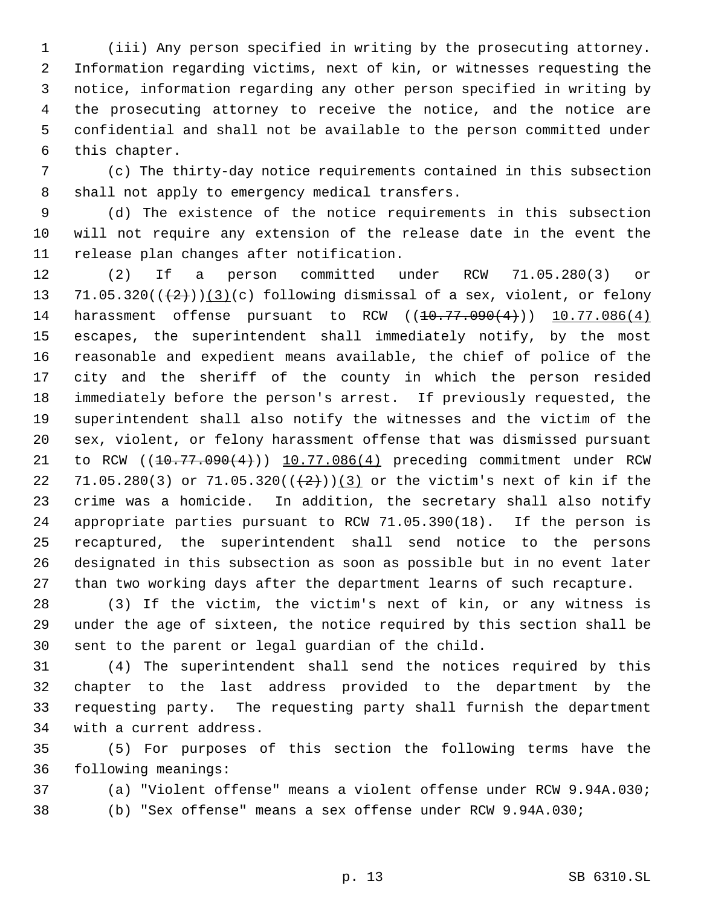(iii) Any person specified in writing by the prosecuting attorney. Information regarding victims, next of kin, or witnesses requesting the notice, information regarding any other person specified in writing by the prosecuting attorney to receive the notice, and the notice are confidential and shall not be available to the person committed under this chapter.

(c) The thirty-day notice requirements contained in this subsection shall not apply to emergency medical transfers.

(d) The existence of the notice requirements in this subsection will not require any extension of the release date in the event the release plan changes after notification.

(2) If a person committed under RCW 71.05.280(3) or 71.05.320((~~(2)~~))(3)(c) following dismissal of a sex, violent, or felony harassment offense pursuant to RCW ((~~10.77.090(4)~~)) 10.77.086(4) escapes, the superintendent shall immediately notify, by the most reasonable and expedient means available, the chief of police of the city and the sheriff of the county in which the person resided immediately before the person's arrest. If previously requested, the superintendent shall also notify the witnesses and the victim of the sex, violent, or felony harassment offense that was dismissed pursuant to RCW ((~~10.77.090(4)~~)) 10.77.086(4) preceding commitment under RCW 71.05.280(3) or 71.05.320((~~(2)~~))(3) or the victim's next of kin if the crime was a homicide. In addition, the secretary shall also notify appropriate parties pursuant to RCW 71.05.390(18). If the person is recaptured, the superintendent shall send notice to the persons designated in this subsection as soon as possible but in no event later than two working days after the department learns of such recapture.

(3) If the victim, the victim's next of kin, or any witness is under the age of sixteen, the notice required by this section shall be sent to the parent or legal guardian of the child.

(4) The superintendent shall send the notices required by this chapter to the last address provided to the department by the requesting party. The requesting party shall furnish the department with a current address.

(5) For purposes of this section the following terms have the following meanings:

(a) "Violent offense" means a violent offense under RCW 9.94A.030;

(b) "Sex offense" means a sex offense under RCW 9.94A.030;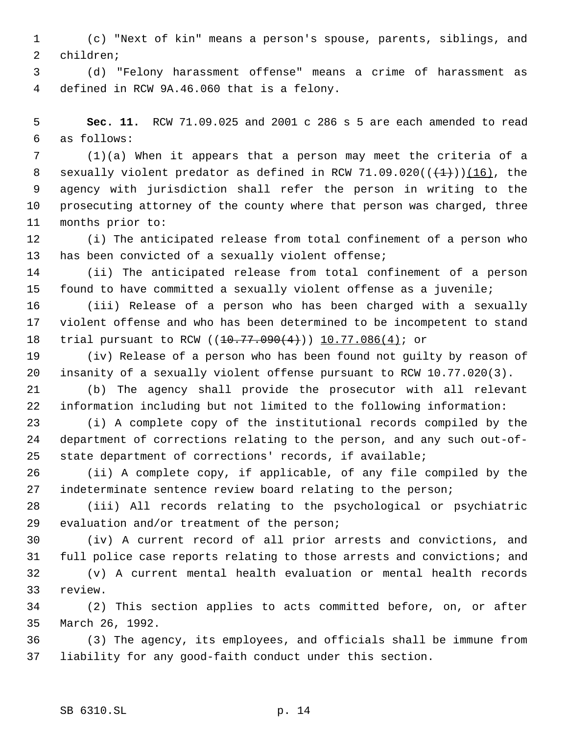(c) "Next of kin" means a person's spouse, parents, siblings, and children;

(d) "Felony harassment offense" means a crime of harassment as defined in RCW 9A.46.060 that is a felony.

**Sec. 11.** RCW 71.09.025 and 2001 c 286 s 5 are each amended to read as follows:

(1)(a) When it appears that a person may meet the criteria of a sexually violent predator as defined in RCW 71.09.020((~~(1)~~))(16), the agency with jurisdiction shall refer the person in writing to the prosecuting attorney of the county where that person was charged, three months prior to:

(i) The anticipated release from total confinement of a person who has been convicted of a sexually violent offense;

(ii) The anticipated release from total confinement of a person found to have committed a sexually violent offense as a juvenile;

(iii) Release of a person who has been charged with a sexually violent offense and who has been determined to be incompetent to stand trial pursuant to RCW ((~~10.77.090(4)~~)) 10.77.086(4); or

(iv) Release of a person who has been found not guilty by reason of insanity of a sexually violent offense pursuant to RCW 10.77.020(3).

(b) The agency shall provide the prosecutor with all relevant information including but not limited to the following information:

(i) A complete copy of the institutional records compiled by the department of corrections relating to the person, and any such out-of-state department of corrections' records, if available;

(ii) A complete copy, if applicable, of any file compiled by the indeterminate sentence review board relating to the person;

(iii) All records relating to the psychological or psychiatric evaluation and/or treatment of the person;

(iv) A current record of all prior arrests and convictions, and full police case reports relating to those arrests and convictions; and

(v) A current mental health evaluation or mental health records review.

(2) This section applies to acts committed before, on, or after March 26, 1992.

(3) The agency, its employees, and officials shall be immune from liability for any good-faith conduct under this section.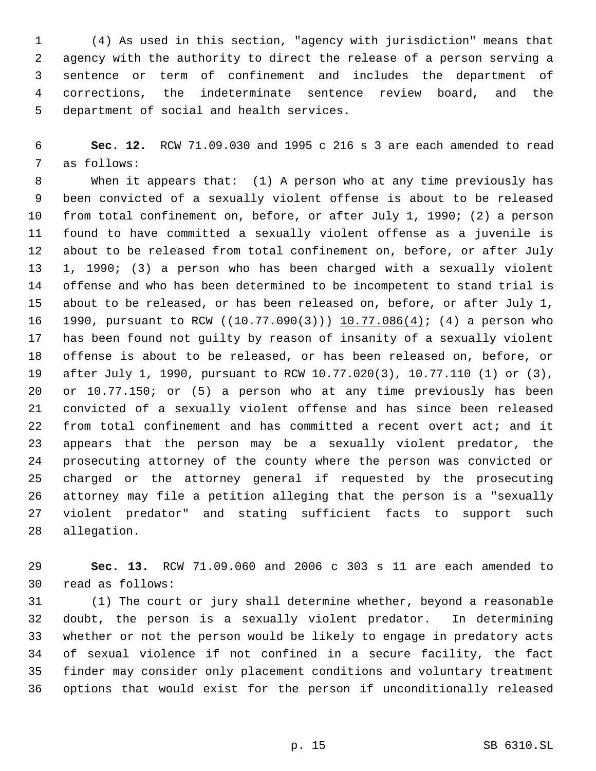(4) As used in this section, "agency with jurisdiction" means that agency with the authority to direct the release of a person serving a sentence or term of confinement and includes the department of corrections, the indeterminate sentence review board, and the department of social and health services.

**Sec. 12.** RCW 71.09.030 and 1995 c 216 s 3 are each amended to read as follows:

When it appears that: (1) A person who at any time previously has been convicted of a sexually violent offense is about to be released from total confinement on, before, or after July 1, 1990; (2) a person found to have committed a sexually violent offense as a juvenile is about to be released from total confinement on, before, or after July 1, 1990; (3) a person who has been charged with a sexually violent offense and who has been determined to be incompetent to stand trial is about to be released, or has been released on, before, or after July 1, 1990, pursuant to RCW ((~~10.77.090(3)~~)) <u>10.77.086(4)</u>; (4) a person who has been found not guilty by reason of insanity of a sexually violent offense is about to be released, or has been released on, before, or after July 1, 1990, pursuant to RCW 10.77.020(3), 10.77.110 (1) or (3), or 10.77.150; or (5) a person who at any time previously has been convicted of a sexually violent offense and has since been released from total confinement and has committed a recent overt act; and it appears that the person may be a sexually violent predator, the prosecuting attorney of the county where the person was convicted or charged or the attorney general if requested by the prosecuting attorney may file a petition alleging that the person is a "sexually violent predator" and stating sufficient facts to support such allegation.

**Sec. 13.** RCW 71.09.060 and 2006 c 303 s 11 are each amended to read as follows:

(1) The court or jury shall determine whether, beyond a reasonable doubt, the person is a sexually violent predator. In determining whether or not the person would be likely to engage in predatory acts of sexual violence if not confined in a secure facility, the fact finder may consider only placement conditions and voluntary treatment options that would exist for the person if unconditionally released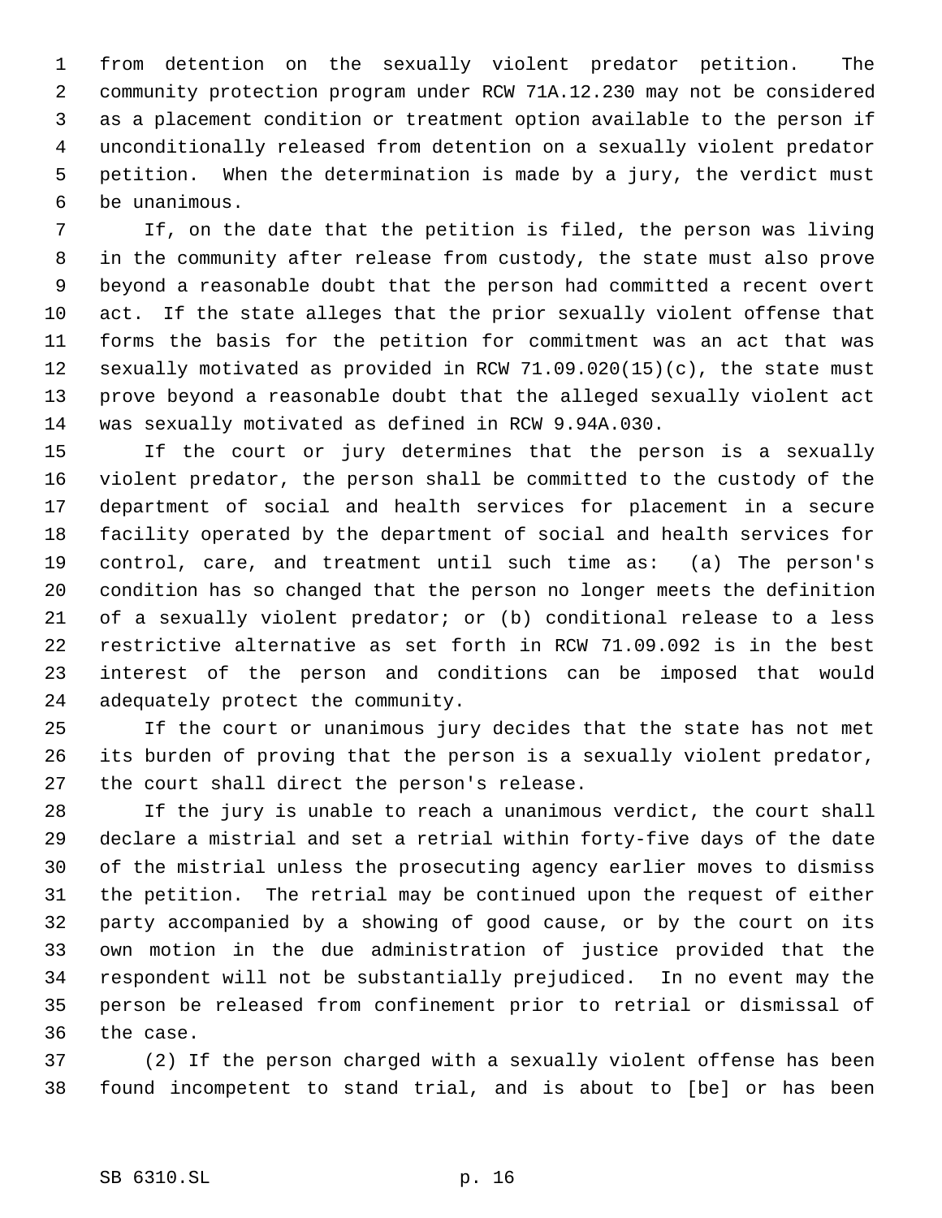from detention on the sexually violent predator petition. The community protection program under RCW 71A.12.230 may not be considered as a placement condition or treatment option available to the person if unconditionally released from detention on a sexually violent predator petition. When the determination is made by a jury, the verdict must be unanimous.

If, on the date that the petition is filed, the person was living in the community after release from custody, the state must also prove beyond a reasonable doubt that the person had committed a recent overt act. If the state alleges that the prior sexually violent offense that forms the basis for the petition for commitment was an act that was sexually motivated as provided in RCW 71.09.020(15)(c), the state must prove beyond a reasonable doubt that the alleged sexually violent act was sexually motivated as defined in RCW 9.94A.030.

If the court or jury determines that the person is a sexually violent predator, the person shall be committed to the custody of the department of social and health services for placement in a secure facility operated by the department of social and health services for control, care, and treatment until such time as: (a) The person's condition has so changed that the person no longer meets the definition of a sexually violent predator; or (b) conditional release to a less restrictive alternative as set forth in RCW 71.09.092 is in the best interest of the person and conditions can be imposed that would adequately protect the community.

If the court or unanimous jury decides that the state has not met its burden of proving that the person is a sexually violent predator, the court shall direct the person's release.

If the jury is unable to reach a unanimous verdict, the court shall declare a mistrial and set a retrial within forty-five days of the date of the mistrial unless the prosecuting agency earlier moves to dismiss the petition. The retrial may be continued upon the request of either party accompanied by a showing of good cause, or by the court on its own motion in the due administration of justice provided that the respondent will not be substantially prejudiced. In no event may the person be released from confinement prior to retrial or dismissal of the case.

(2) If the person charged with a sexually violent offense has been found incompetent to stand trial, and is about to [be] or has been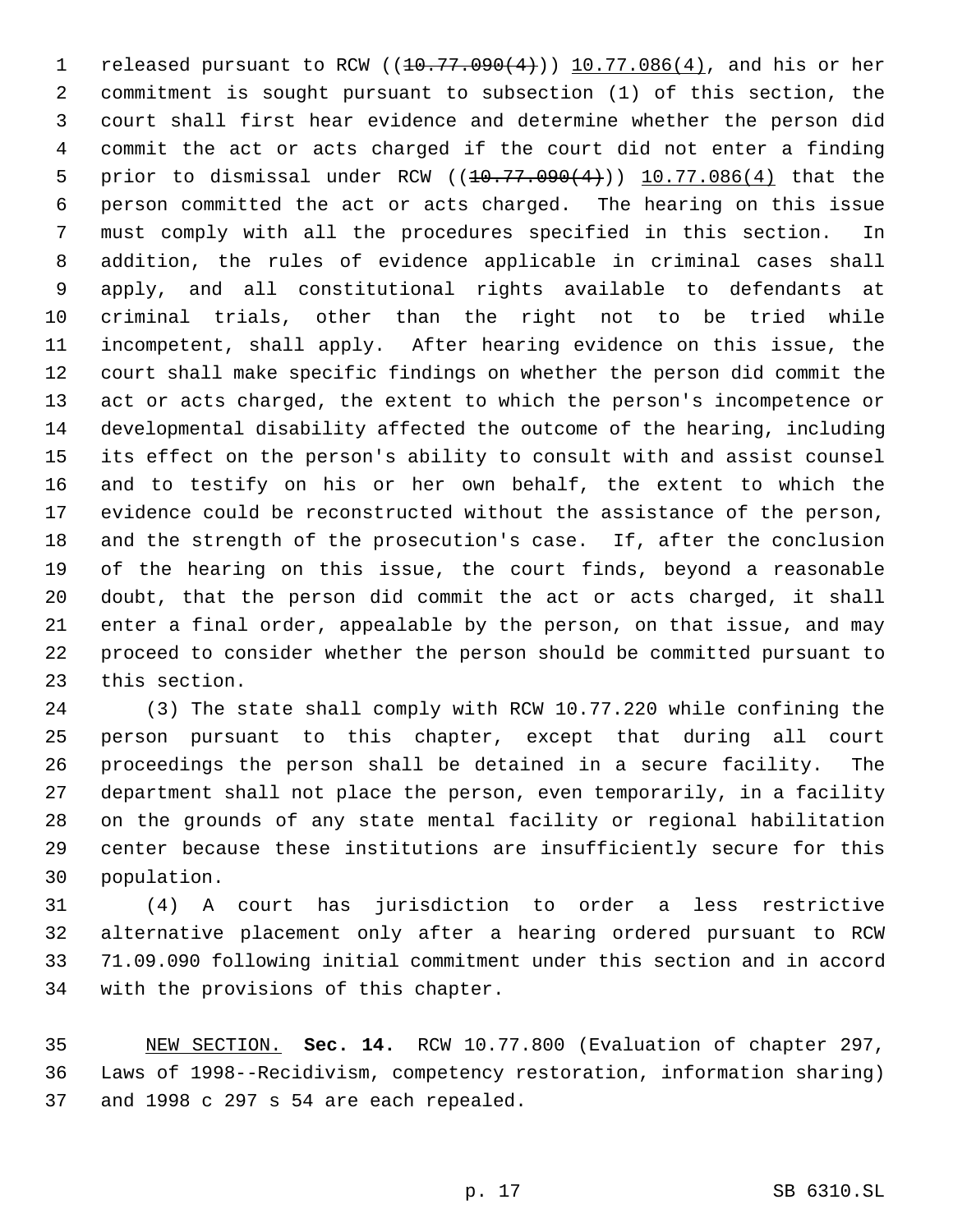released pursuant to RCW ((~~10.77.090(4)~~)) <u>10.77.086(4)</u>, and his or her commitment is sought pursuant to subsection (1) of this section, the court shall first hear evidence and determine whether the person did commit the act or acts charged if the court did not enter a finding prior to dismissal under RCW ((~~10.77.090(4)~~)) <u>10.77.086(4)</u> that the person committed the act or acts charged. The hearing on this issue must comply with all the procedures specified in this section. In addition, the rules of evidence applicable in criminal cases shall apply, and all constitutional rights available to defendants at criminal trials, other than the right not to be tried while incompetent, shall apply. After hearing evidence on this issue, the court shall make specific findings on whether the person did commit the act or acts charged, the extent to which the person's incompetence or developmental disability affected the outcome of the hearing, including its effect on the person's ability to consult with and assist counsel and to testify on his or her own behalf, the extent to which the evidence could be reconstructed without the assistance of the person, and the strength of the prosecution's case. If, after the conclusion of the hearing on this issue, the court finds, beyond a reasonable doubt, that the person did commit the act or acts charged, it shall enter a final order, appealable by the person, on that issue, and may proceed to consider whether the person should be committed pursuant to this section.

(3) The state shall comply with RCW 10.77.220 while confining the person pursuant to this chapter, except that during all court proceedings the person shall be detained in a secure facility. The department shall not place the person, even temporarily, in a facility on the grounds of any state mental facility or regional habilitation center because these institutions are insufficiently secure for this population.

(4) A court has jurisdiction to order a less restrictive alternative placement only after a hearing ordered pursuant to RCW 71.09.090 following initial commitment under this section and in accord with the provisions of this chapter.

<u>NEW SECTION.</u> **Sec. 14.** RCW 10.77.800 (Evaluation of chapter 297, Laws of 1998--Recidivism, competency restoration, information sharing) and 1998 c 297 s 54 are each repealed.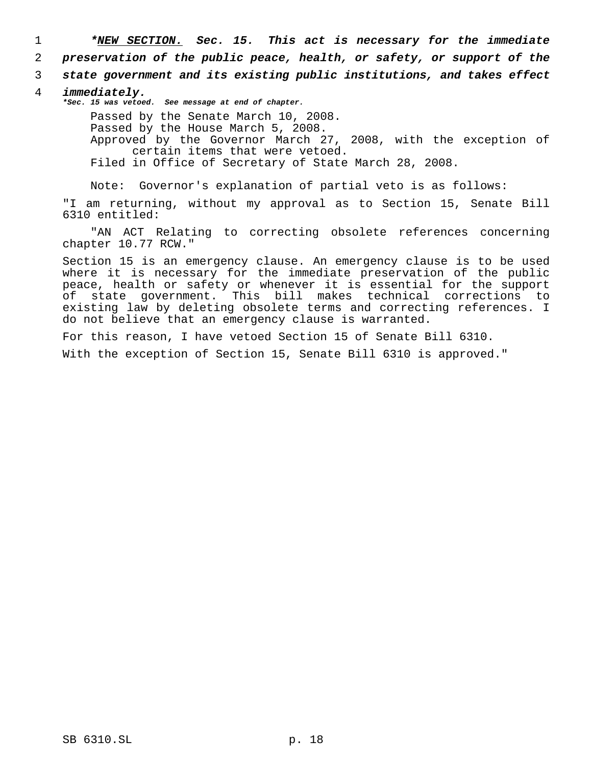***NEW SECTION. Sec. 15. This act is necessary for the immediate preservation of the public peace, health, or safety, or support of the state government and its existing public institutions, and takes effect immediately.***

****Sec. 15 was vetoed. See message at end of chapter.***

Passed by the Senate March 10, 2008.
Passed by the House March 5, 2008.
Approved by the Governor March 27, 2008, with the exception of certain items that were vetoed.
Filed in Office of Secretary of State March 28, 2008.

Note: Governor's explanation of partial veto is as follows:

"I am returning, without my approval as to Section 15, Senate Bill 6310 entitled:

"AN ACT Relating to correcting obsolete references concerning chapter 10.77 RCW."

Section 15 is an emergency clause. An emergency clause is to be used where it is necessary for the immediate preservation of the public peace, health or safety or whenever it is essential for the support of state government. This bill makes technical corrections to existing law by deleting obsolete terms and correcting references. I do not believe that an emergency clause is warranted.

For this reason, I have vetoed Section 15 of Senate Bill 6310.

With the exception of Section 15, Senate Bill 6310 is approved."